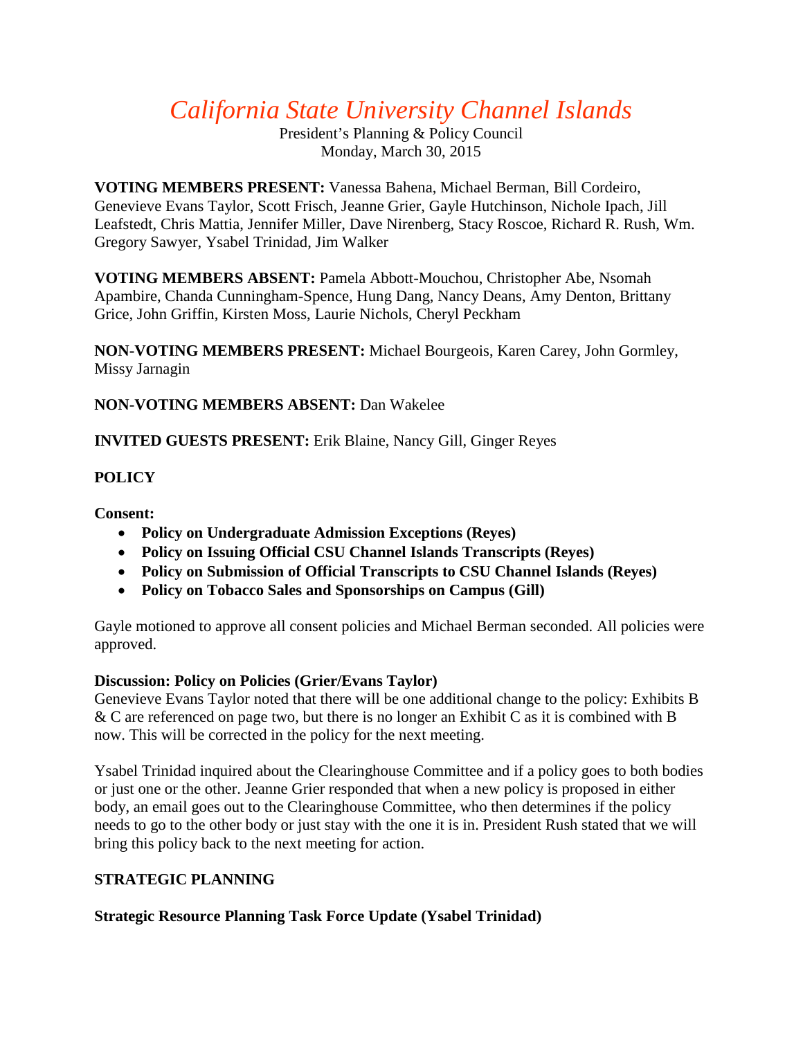# *California State University Channel Islands*

President's Planning & Policy Council
Monday, March 30, 2015

**VOTING MEMBERS PRESENT:** Vanessa Bahena, Michael Berman, Bill Cordeiro, Genevieve Evans Taylor, Scott Frisch, Jeanne Grier, Gayle Hutchinson, Nichole Ipach, Jill Leafstedt, Chris Mattia, Jennifer Miller, Dave Nirenberg, Stacy Roscoe, Richard R. Rush, Wm. Gregory Sawyer, Ysabel Trinidad, Jim Walker

**VOTING MEMBERS ABSENT:** Pamela Abbott-Mouchou, Christopher Abe, Nsomah Apambire, Chanda Cunningham-Spence, Hung Dang, Nancy Deans, Amy Denton, Brittany Grice, John Griffin, Kirsten Moss, Laurie Nichols, Cheryl Peckham

**NON-VOTING MEMBERS PRESENT:** Michael Bourgeois, Karen Carey, John Gormley, Missy Jarnagin

**NON-VOTING MEMBERS ABSENT:** Dan Wakelee

**INVITED GUESTS PRESENT:** Erik Blaine, Nancy Gill, Ginger Reyes

## POLICY

**Consent:**

- **Policy on Undergraduate Admission Exceptions (Reyes)**
- **Policy on Issuing Official CSU Channel Islands Transcripts (Reyes)**
- **Policy on Submission of Official Transcripts to CSU Channel Islands (Reyes)**
- **Policy on Tobacco Sales and Sponsorships on Campus (Gill)**

Gayle motioned to approve all consent policies and Michael Berman seconded. All policies were approved.

**Discussion: Policy on Policies (Grier/Evans Taylor)**
Genevieve Evans Taylor noted that there will be one additional change to the policy: Exhibits B & C are referenced on page two, but there is no longer an Exhibit C as it is combined with B now. This will be corrected in the policy for the next meeting.

Ysabel Trinidad inquired about the Clearinghouse Committee and if a policy goes to both bodies or just one or the other. Jeanne Grier responded that when a new policy is proposed in either body, an email goes out to the Clearinghouse Committee, who then determines if the policy needs to go to the other body or just stay with the one it is in. President Rush stated that we will bring this policy back to the next meeting for action.

## STRATEGIC PLANNING

**Strategic Resource Planning Task Force Update (Ysabel Trinidad)**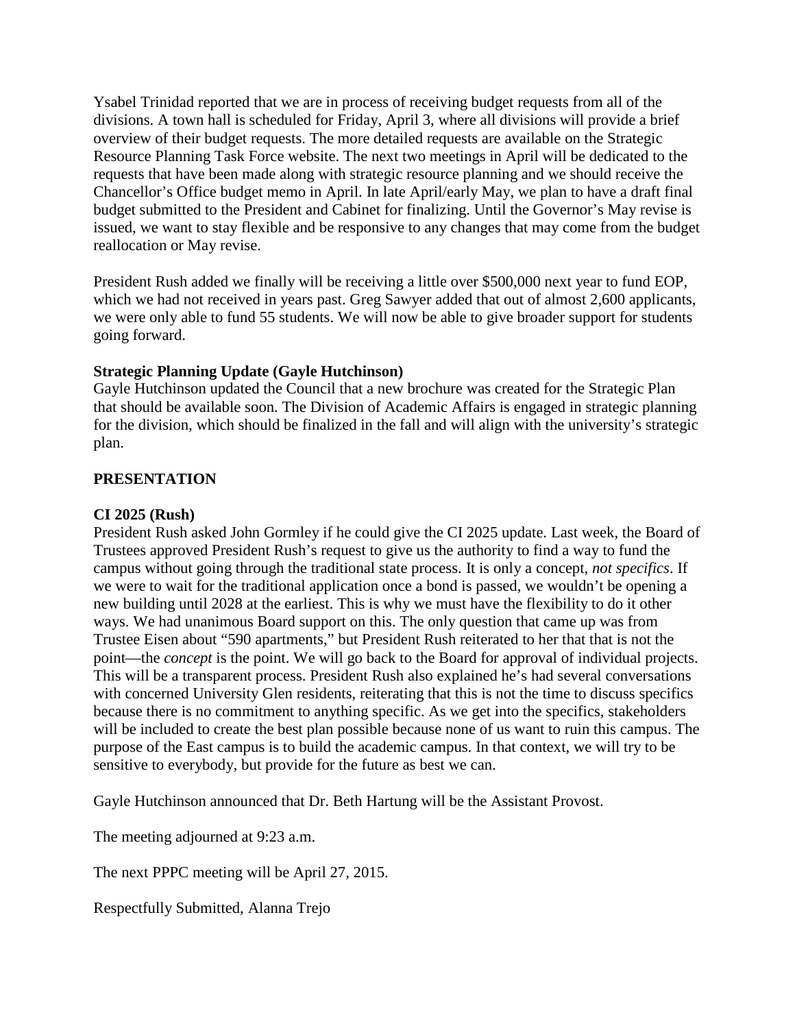Ysabel Trinidad reported that we are in process of receiving budget requests from all of the divisions. A town hall is scheduled for Friday, April 3, where all divisions will provide a brief overview of their budget requests. The more detailed requests are available on the Strategic Resource Planning Task Force website. The next two meetings in April will be dedicated to the requests that have been made along with strategic resource planning and we should receive the Chancellor's Office budget memo in April. In late April/early May, we plan to have a draft final budget submitted to the President and Cabinet for finalizing. Until the Governor's May revise is issued, we want to stay flexible and be responsive to any changes that may come from the budget reallocation or May revise.

President Rush added we finally will be receiving a little over $500,000 next year to fund EOP, which we had not received in years past. Greg Sawyer added that out of almost 2,600 applicants, we were only able to fund 55 students. We will now be able to give broader support for students going forward.

**Strategic Planning Update (Gayle Hutchinson)**
Gayle Hutchinson updated the Council that a new brochure was created for the Strategic Plan that should be available soon. The Division of Academic Affairs is engaged in strategic planning for the division, which should be finalized in the fall and will align with the university's strategic plan.

**PRESENTATION**

**CI 2025 (Rush)**
President Rush asked John Gormley if he could give the CI 2025 update. Last week, the Board of Trustees approved President Rush's request to give us the authority to find a way to fund the campus without going through the traditional state process. It is only a concept, *not specifics*. If we were to wait for the traditional application once a bond is passed, we wouldn't be opening a new building until 2028 at the earliest. This is why we must have the flexibility to do it other ways. We had unanimous Board support on this. The only question that came up was from Trustee Eisen about "590 apartments," but President Rush reiterated to her that that is not the point—the *concept* is the point. We will go back to the Board for approval of individual projects. This will be a transparent process. President Rush also explained he's had several conversations with concerned University Glen residents, reiterating that this is not the time to discuss specifics because there is no commitment to anything specific. As we get into the specifics, stakeholders will be included to create the best plan possible because none of us want to ruin this campus. The purpose of the East campus is to build the academic campus. In that context, we will try to be sensitive to everybody, but provide for the future as best we can.

Gayle Hutchinson announced that Dr. Beth Hartung will be the Assistant Provost.

The meeting adjourned at 9:23 a.m.

The next PPPC meeting will be April 27, 2015.

Respectfully Submitted, Alanna Trejo